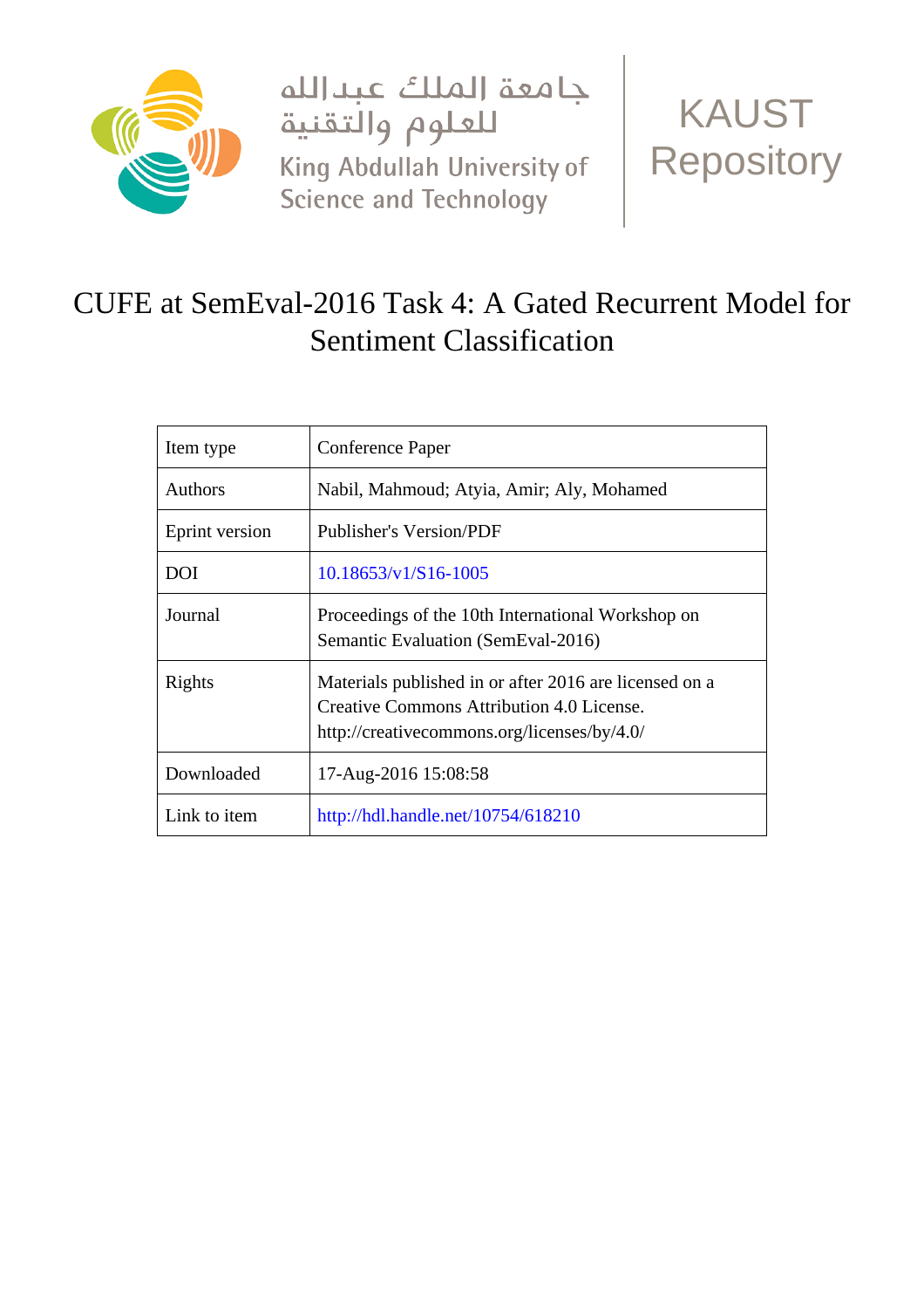جامعة الملك عبدالله
للعلوم والتقنية
King Abdullah University of
Science and Technology

KAUST
Repository

# CUFE at SemEval-2016 Task 4: A Gated Recurrent Model for Sentiment Classification

| Item type | Conference Paper |
| --- | --- |
| Authors | Nabil, Mahmoud; Atyia, Amir; Aly, Mohamed |
| Eprint version | Publisher's Version/PDF |
| DOI | 10.18653/v1/S16-1005 |
| Journal | Proceedings of the 10th International Workshop on Semantic Evaluation (SemEval-2016) |
| Rights | Materials published in or after 2016 are licensed on a Creative Commons Attribution 4.0 License. http://creativecommons.org/licenses/by/4.0/ |
| Downloaded | 17-Aug-2016 15:08:58 |
| Link to item | http://hdl.handle.net/10754/618210 |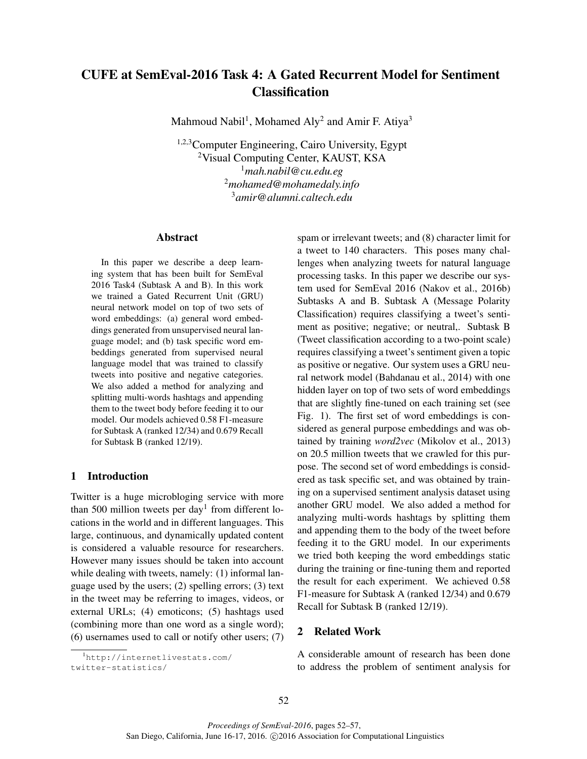# CUFE at SemEval-2016 Task 4: A Gated Recurrent Model for Sentiment Classification

Mahmoud Nabil[1], Mohamed Aly[2] and Amir F. Atiya[3]

[1,2,3]Computer Engineering, Cairo University, Egypt
[2]Visual Computing Center, KAUST, KSA
[1]*mah.nabil@cu.edu.eg*
[2]*mohamed@mohamedaly.info*
[3]*amir@alumni.caltech.edu*

## Abstract

In this paper we describe a deep learning system that has been built for SemEval 2016 Task4 (Subtask A and B). In this work we trained a Gated Recurrent Unit (GRU) neural network model on top of two sets of word embeddings: (a) general word embeddings generated from unsupervised neural language model; and (b) task specific word embeddings generated from supervised neural language model that was trained to classify tweets into positive and negative categories. We also added a method for analyzing and splitting multi-words hashtags and appending them to the tweet body before feeding it to our model. Our models achieved 0.58 F1-measure for Subtask A (ranked 12/34) and 0.679 Recall for Subtask B (ranked 12/19).

## 1 Introduction

Twitter is a huge microbloging service with more than 500 million tweets per day[1] from different locations in the world and in different languages. This large, continuous, and dynamically updated content is considered a valuable resource for researchers. However many issues should be taken into account while dealing with tweets, namely: (1) informal language used by the users; (2) spelling errors; (3) text in the tweet may be referring to images, videos, or external URLs; (4) emoticons; (5) hashtags used (combining more than one word as a single word); (6) usernames used to call or notify other users; (7) spam or irrelevant tweets; and (8) character limit for a tweet to 140 characters. This poses many challenges when analyzing tweets for natural language processing tasks. In this paper we describe our system used for SemEval 2016 (Nakov et al., 2016b) Subtasks A and B. Subtask A (Message Polarity Classification) requires classifying a tweet's sentiment as positive; negative; or neutral,. Subtask B (Tweet classification according to a two-point scale) requires classifying a tweet's sentiment given a topic as positive or negative. Our system uses a GRU neural network model (Bahdanau et al., 2014) with one hidden layer on top of two sets of word embeddings that are slightly fine-tuned on each training set (see Fig. 1). The first set of word embeddings is considered as general purpose embeddings and was obtained by training *word2vec* (Mikolov et al., 2013) on 20.5 million tweets that we crawled for this purpose. The second set of word embeddings is considered as task specific set, and was obtained by training on a supervised sentiment analysis dataset using another GRU model. We also added a method for analyzing multi-words hashtags by splitting them and appending them to the body of the tweet before feeding it to the GRU model. In our experiments we tried both keeping the word embeddings static during the training or fine-tuning them and reported the result for each experiment. We achieved 0.58 F1-measure for Subtask A (ranked 12/34) and 0.679 Recall for Subtask B (ranked 12/19).

## 2 Related Work

A considerable amount of research has been done to address the problem of sentiment analysis for

[1] http://internetlivestats.com/twitter-statistics/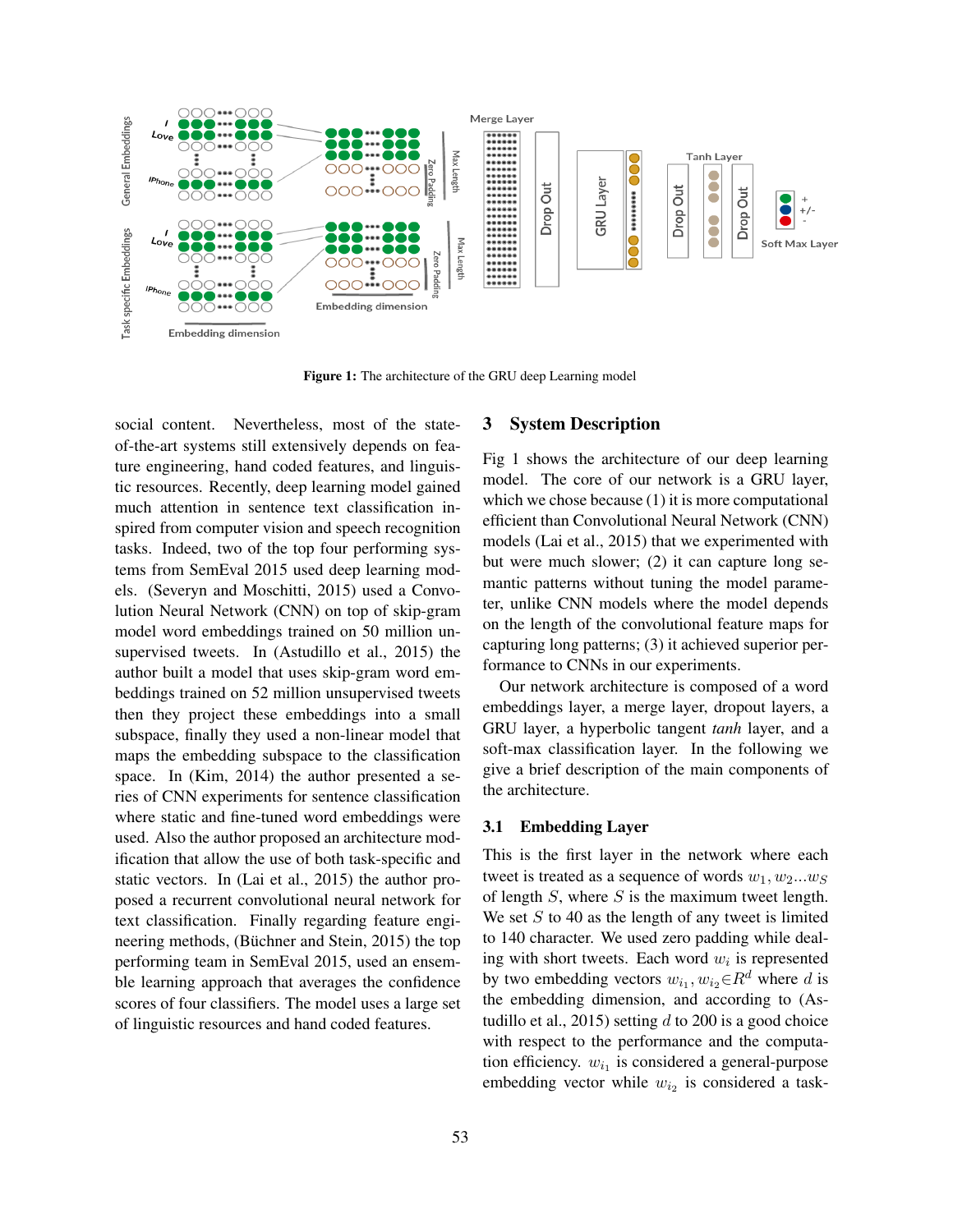Figure 1: The architecture of the GRU deep Learning model

social content. Nevertheless, most of the state-of-the-art systems still extensively depends on feature engineering, hand coded features, and linguistic resources. Recently, deep learning model gained much attention in sentence text classification inspired from computer vision and speech recognition tasks. Indeed, two of the top four performing systems from SemEval 2015 used deep learning models. (Severyn and Moschitti, 2015) used a Convolution Neural Network (CNN) on top of skip-gram model word embeddings trained on 50 million unsupervised tweets. In (Astudillo et al., 2015) the author built a model that uses skip-gram word embeddings trained on 52 million unsupervised tweets then they project these embeddings into a small subspace, finally they used a non-linear model that maps the embedding subspace to the classification space. In (Kim, 2014) the author presented a series of CNN experiments for sentence classification where static and fine-tuned word embeddings were used. Also the author proposed an architecture modification that allow the use of both task-specific and static vectors. In (Lai et al., 2015) the author proposed a recurrent convolutional neural network for text classification. Finally regarding feature engineering methods, (Büchner and Stein, 2015) the top performing team in SemEval 2015, used an ensemble learning approach that averages the confidence scores of four classifiers. The model uses a large set of linguistic resources and hand coded features.

## 3 System Description

Fig 1 shows the architecture of our deep learning model. The core of our network is a GRU layer, which we chose because (1) it is more computational efficient than Convolutional Neural Network (CNN) models (Lai et al., 2015) that we experimented with but were much slower; (2) it can capture long semantic patterns without tuning the model parameter, unlike CNN models where the model depends on the length of the convolutional feature maps for capturing long patterns; (3) it achieved superior performance to CNNs in our experiments.

Our network architecture is composed of a word embeddings layer, a merge layer, dropout layers, a GRU layer, a hyperbolic tangent *tanh* layer, and a soft-max classification layer. In the following we give a brief description of the main components of the architecture.

### 3.1 Embedding Layer

This is the first layer in the network where each tweet is treated as a sequence of words $w_1, w_2...w_S$ of length $S$, where $S$ is the maximum tweet length. We set $S$ to 40 as the length of any tweet is limited to 140 character. We used zero padding while dealing with short tweets. Each word $w_i$ is represented by two embedding vectors $w_{i_1}, w_{i_2} \in R^d$ where $d$ is the embedding dimension, and according to (Astudillo et al., 2015) setting $d$ to 200 is a good choice with respect to the performance and the computation efficiency. $w_{i_1}$ is considered a general-purpose embedding vector while $w_{i_2}$ is considered a task-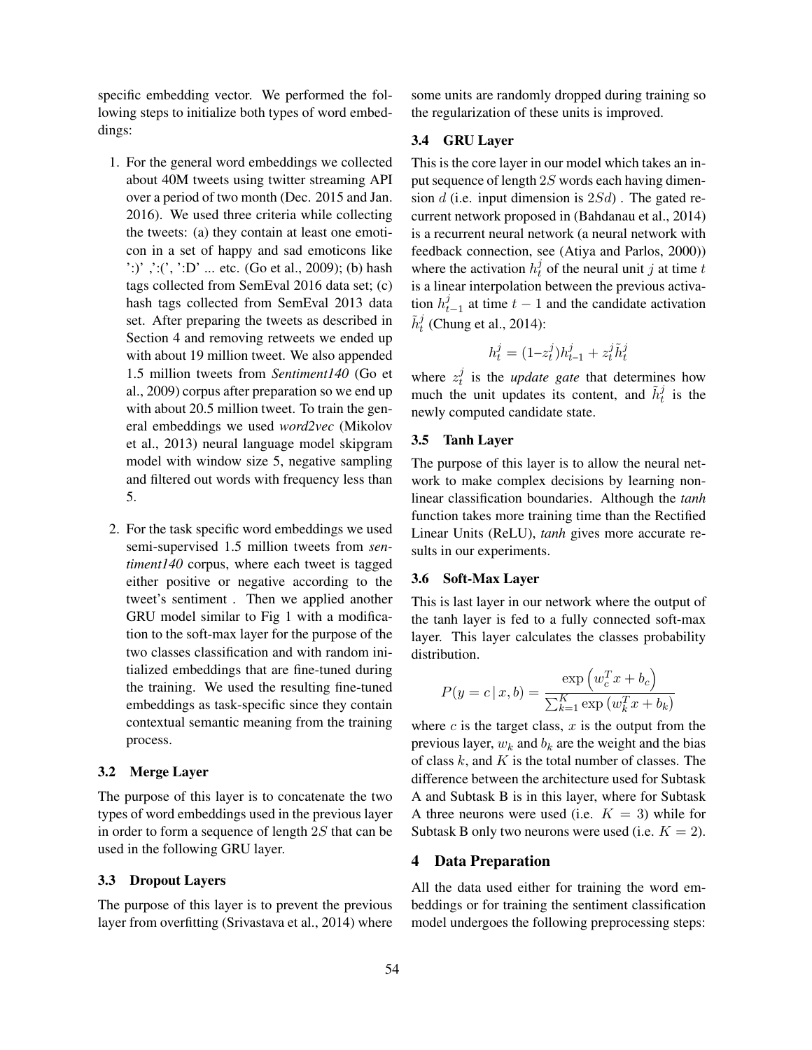specific embedding vector. We performed the following steps to initialize both types of word embeddings:

1. For the general word embeddings we collected about 40M tweets using twitter streaming API over a period of two month (Dec. 2015 and Jan. 2016). We used three criteria while collecting the tweets: (a) they contain at least one emoticon in a set of happy and sad emoticons like ':)' ,':(', ':D' ... etc. (Go et al., 2009); (b) hash tags collected from SemEval 2016 data set; (c) hash tags collected from SemEval 2013 data set. After preparing the tweets as described in Section 4 and removing retweets we ended up with about 19 million tweet. We also appended 1.5 million tweets from *Sentiment140* (Go et al., 2009) corpus after preparation so we end up with about 20.5 million tweet. To train the general embeddings we used *word2vec* (Mikolov et al., 2013) neural language model skipgram model with window size 5, negative sampling and filtered out words with frequency less than 5.

2. For the task specific word embeddings we used semi-supervised 1.5 million tweets from *sentiment140* corpus, where each tweet is tagged either positive or negative according to the tweet's sentiment . Then we applied another GRU model similar to Fig 1 with a modification to the soft-max layer for the purpose of the two classes classification and with random initialized embeddings that are fine-tuned during the training. We used the resulting fine-tuned embeddings as task-specific since they contain contextual semantic meaning from the training process.

### 3.2 Merge Layer

The purpose of this layer is to concatenate the two types of word embeddings used in the previous layer in order to form a sequence of length $2S$ that can be used in the following GRU layer.

### 3.3 Dropout Layers

The purpose of this layer is to prevent the previous layer from overfitting (Srivastava et al., 2014) where some units are randomly dropped during training so the regularization of these units is improved.

### 3.4 GRU Layer

This is the core layer in our model which takes an input sequence of length $2S$ words each having dimension $d$ (i.e. input dimension is $2Sd$) . The gated recurrent network proposed in (Bahdanau et al., 2014) is a recurrent neural network (a neural network with feedback connection, see (Atiya and Parlos, 2000)) where the activation $h_t^j$ of the neural unit $j$ at time $t$ is a linear interpolation between the previous activation $h_{t-1}^j$ at time $t-1$ and the candidate activation $\tilde{h}_t^j$ (Chung et al., 2014):

$$h_t^j = (1-z_t^j)h_{t-1}^j + z_t^j \tilde{h}_t^j$$

where $z_t^j$ is the *update gate* that determines how much the unit updates its content, and $\tilde{h}_t^j$ is the newly computed candidate state.

### 3.5 Tanh Layer

The purpose of this layer is to allow the neural network to make complex decisions by learning non-linear classification boundaries. Although the *tanh* function takes more training time than the Rectified Linear Units (ReLU), *tanh* gives more accurate results in our experiments.

### 3.6 Soft-Max Layer

This is last layer in our network where the output of the tanh layer is fed to a fully connected soft-max layer. This layer calculates the classes probability distribution.

$$P(y = c \,|\, x, b) = \frac{\exp\left(w_c^T x + b_c\right)}{\sum_{k=1}^{K} \exp\left(w_k^T x + b_k\right)}$$

where $c$ is the target class, $x$ is the output from the previous layer, $w_k$ and $b_k$ are the weight and the bias of class $k$, and $K$ is the total number of classes. The difference between the architecture used for Subtask A and Subtask B is in this layer, where for Subtask A three neurons were used (i.e. $K = 3$) while for Subtask B only two neurons were used (i.e. $K = 2$).

## 4 Data Preparation

All the data used either for training the word embeddings or for training the sentiment classification model undergoes the following preprocessing steps: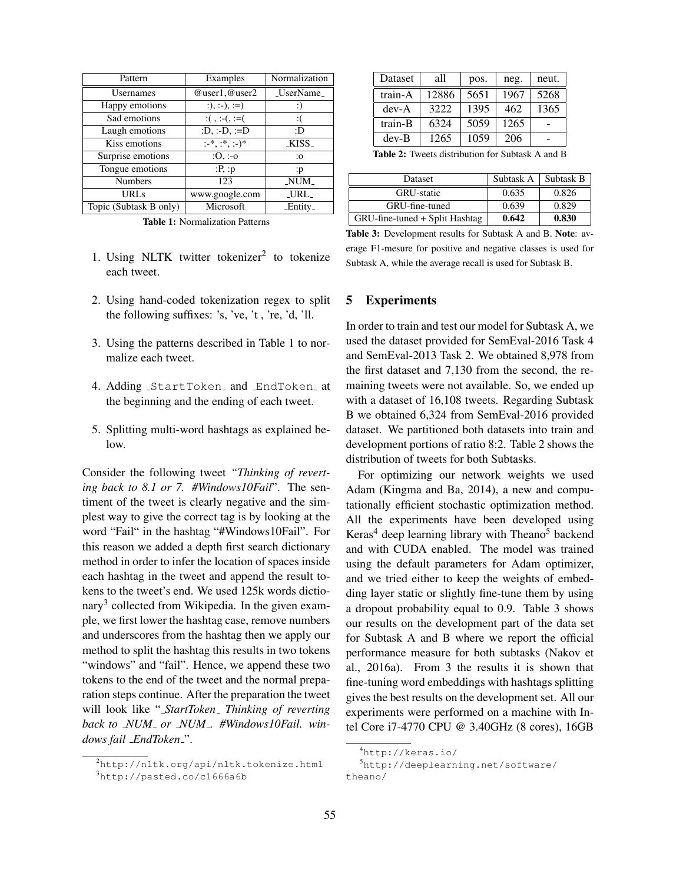| Pattern | Examples | Normalization |
| --- | --- | --- |
| Usernames | @user1,@user2 | _UserName_ |
| Happy emotions | :), :-), :=) | :) |
| Sad emotions | :( , :-(, :=( | :( |
| Laugh emotions | :D, :-D, :=D | :D |
| Kiss emotions | :-*, :*, :-)* | _KISS_ |
| Surprise emotions | :O, :-o | :o |
| Tongue emotions | :P, :p | :p |
| Numbers | 123 | _NUM_ |
| URLs | www.google.com | _URL_ |
| Topic (Subtask B only) | Microsoft | _Entity_ |

**Table 1:** Normalization Patterns

1. Using NLTK twitter tokenizer[2] to tokenize each tweet.
2. Using hand-coded tokenization regex to split the following suffixes: 's, 've, 't , 're, 'd, 'll.
3. Using the patterns described in Table 1 to normalize each tweet.
4. Adding `_StartToken_` and `_EndToken_` at the beginning and the ending of each tweet.
5. Splitting multi-word hashtags as explained below.

Consider the following tweet *"Thinking of reverting back to 8.1 or 7. #Windows10Fail*". The sentiment of the tweet is clearly negative and the simplest way to give the correct tag is by looking at the word "Fail" in the hashtag "#Windows10Fail". For this reason we added a depth first search dictionary method in order to infer the location of spaces inside each hashtag in the tweet and append the result tokens to the tweet's end. We used 125k words dictionary[3] collected from Wikipedia. In the given example, we first lower the hashtag case, remove numbers and underscores from the hashtag then we apply our method to split the hashtag this results in two tokens "windows" and "fail". Hence, we append these two tokens to the end of the tweet and the normal preparation steps continue. After the preparation the tweet will look like "*_StartToken_ Thinking of reverting back to _NUM_ or _NUM_. #Windows10Fail. windows fail _EndToken_*".

[2] http://nltk.org/api/nltk.tokenize.html

[3] http://pasted.co/c1666a6b

| Dataset | all | pos. | neg. | neut. |
| --- | --- | --- | --- | --- |
| train-A | 12886 | 5651 | 1967 | 5268 |
| dev-A | 3222 | 1395 | 462 | 1365 |
| train-B | 6324 | 5059 | 1265 | - |
| dev-B | 1265 | 1059 | 206 | - |

**Table 2:** Tweets distribution for Subtask A and B

| Dataset | Subtask A | Subtask B |
| --- | --- | --- |
| GRU-static | 0.635 | 0.826 |
| GRU-fine-tuned | 0.639 | 0.829 |
| GRU-fine-tuned + Split Hashtag | **0.642** | **0.830** |

**Table 3:** Development results for Subtask A and B. **Note**: average F1-mesure for positive and negative classes is used for Subtask A, while the average recall is used for Subtask B.

## 5 Experiments

In order to train and test our model for Subtask A, we used the dataset provided for SemEval-2016 Task 4 and SemEval-2013 Task 2. We obtained 8,978 from the first dataset and 7,130 from the second, the remaining tweets were not available. So, we ended up with a dataset of 16,108 tweets. Regarding Subtask B we obtained 6,324 from SemEval-2016 provided dataset. We partitioned both datasets into train and development portions of ratio 8:2. Table 2 shows the distribution of tweets for both Subtasks.

For optimizing our network weights we used Adam (Kingma and Ba, 2014), a new and computationally efficient stochastic optimization method. All the experiments have been developed using Keras[4] deep learning library with Theano[5] backend and with CUDA enabled. The model was trained using the default parameters for Adam optimizer, and we tried either to keep the weights of embedding layer static or slightly fine-tune them by using a dropout probability equal to 0.9. Table 3 shows our results on the development part of the data set for Subtask A and B where we report the official performance measure for both subtasks (Nakov et al., 2016a). From 3 the results it is shown that fine-tuning word embeddings with hashtags splitting gives the best results on the development set. All our experiments were performed on a machine with Intel Core i7-4770 CPU @ 3.40GHz (8 cores), 16GB

[4] http://keras.io/

[5] http://deeplearning.net/software/theano/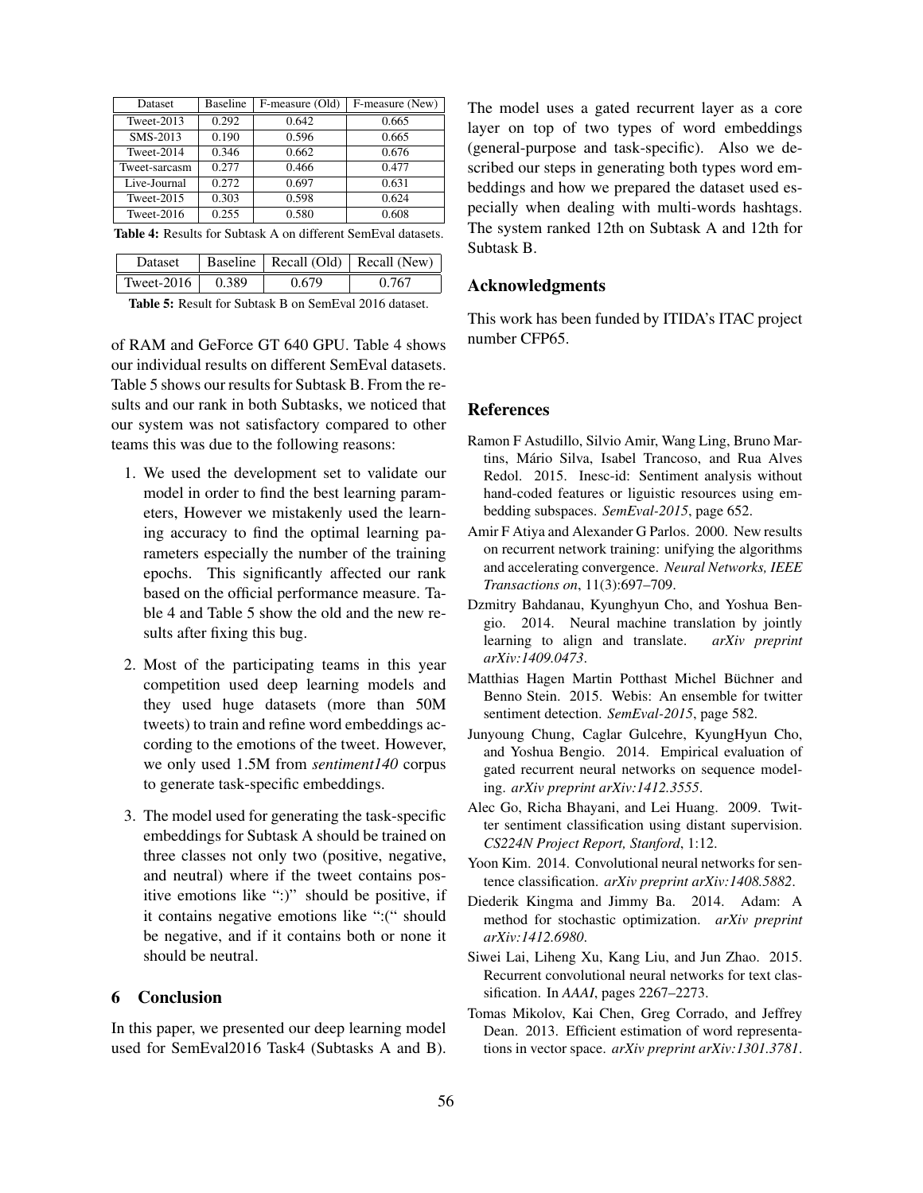| Dataset | Baseline | F-measure (Old) | F-measure (New) |
|---|---|---|---|
| Tweet-2013 | 0.292 | 0.642 | 0.665 |
| SMS-2013 | 0.190 | 0.596 | 0.665 |
| Tweet-2014 | 0.346 | 0.662 | 0.676 |
| Tweet-sarcasm | 0.277 | 0.466 | 0.477 |
| Live-Journal | 0.272 | 0.697 | 0.631 |
| Tweet-2015 | 0.303 | 0.598 | 0.624 |
| Tweet-2016 | 0.255 | 0.580 | 0.608 |

**Table 4:** Results for Subtask A on different SemEval datasets.

| Dataset | Baseline | Recall (Old) | Recall (New) |
|---|---|---|---|
| Tweet-2016 | 0.389 | 0.679 | 0.767 |

**Table 5:** Result for Subtask B on SemEval 2016 dataset.

of RAM and GeForce GT 640 GPU. Table 4 shows our individual results on different SemEval datasets. Table 5 shows our results for Subtask B. From the results and our rank in both Subtasks, we noticed that our system was not satisfactory compared to other teams this was due to the following reasons:

1. We used the development set to validate our model in order to find the best learning parameters, However we mistakenly used the learning accuracy to find the optimal learning parameters especially the number of the training epochs. This significantly affected our rank based on the official performance measure. Table 4 and Table 5 show the old and the new results after fixing this bug.

2. Most of the participating teams in this year competition used deep learning models and they used huge datasets (more than 50M tweets) to train and refine word embeddings according to the emotions of the tweet. However, we only used 1.5M from *sentiment140* corpus to generate task-specific embeddings.

3. The model used for generating the task-specific embeddings for Subtask A should be trained on three classes not only two (positive, negative, and neutral) where if the tweet contains positive emotions like ":)" should be positive, if it contains negative emotions like ":(" should be negative, and if it contains both or none it should be neutral.

## 6 Conclusion

In this paper, we presented our deep learning model used for SemEval2016 Task4 (Subtasks A and B). The model uses a gated recurrent layer as a core layer on top of two types of word embeddings (general-purpose and task-specific). Also we described our steps in generating both types word embeddings and how we prepared the dataset used especially when dealing with multi-words hashtags. The system ranked 12th on Subtask A and 12th for Subtask B.

## Acknowledgments

This work has been funded by ITIDA's ITAC project number CFP65.

## References

Ramon F Astudillo, Silvio Amir, Wang Ling, Bruno Martins, Mário Silva, Isabel Trancoso, and Rua Alves Redol. 2015. Inesc-id: Sentiment analysis without hand-coded features or liguistic resources using embedding subspaces. *SemEval-2015*, page 652.

Amir F Atiya and Alexander G Parlos. 2000. New results on recurrent network training: unifying the algorithms and accelerating convergence. *Neural Networks, IEEE Transactions on*, 11(3):697–709.

Dzmitry Bahdanau, Kyunghyun Cho, and Yoshua Bengio. 2014. Neural machine translation by jointly learning to align and translate. *arXiv preprint arXiv:1409.0473*.

Matthias Hagen Martin Potthast Michel Büchner and Benno Stein. 2015. Webis: An ensemble for twitter sentiment detection. *SemEval-2015*, page 582.

Junyoung Chung, Caglar Gulcehre, KyungHyun Cho, and Yoshua Bengio. 2014. Empirical evaluation of gated recurrent neural networks on sequence modeling. *arXiv preprint arXiv:1412.3555*.

Alec Go, Richa Bhayani, and Lei Huang. 2009. Twitter sentiment classification using distant supervision. *CS224N Project Report, Stanford*, 1:12.

Yoon Kim. 2014. Convolutional neural networks for sentence classification. *arXiv preprint arXiv:1408.5882*.

Diederik Kingma and Jimmy Ba. 2014. Adam: A method for stochastic optimization. *arXiv preprint arXiv:1412.6980*.

Siwei Lai, Liheng Xu, Kang Liu, and Jun Zhao. 2015. Recurrent convolutional neural networks for text classification. In *AAAI*, pages 2267–2273.

Tomas Mikolov, Kai Chen, Greg Corrado, and Jeffrey Dean. 2013. Efficient estimation of word representations in vector space. *arXiv preprint arXiv:1301.3781*.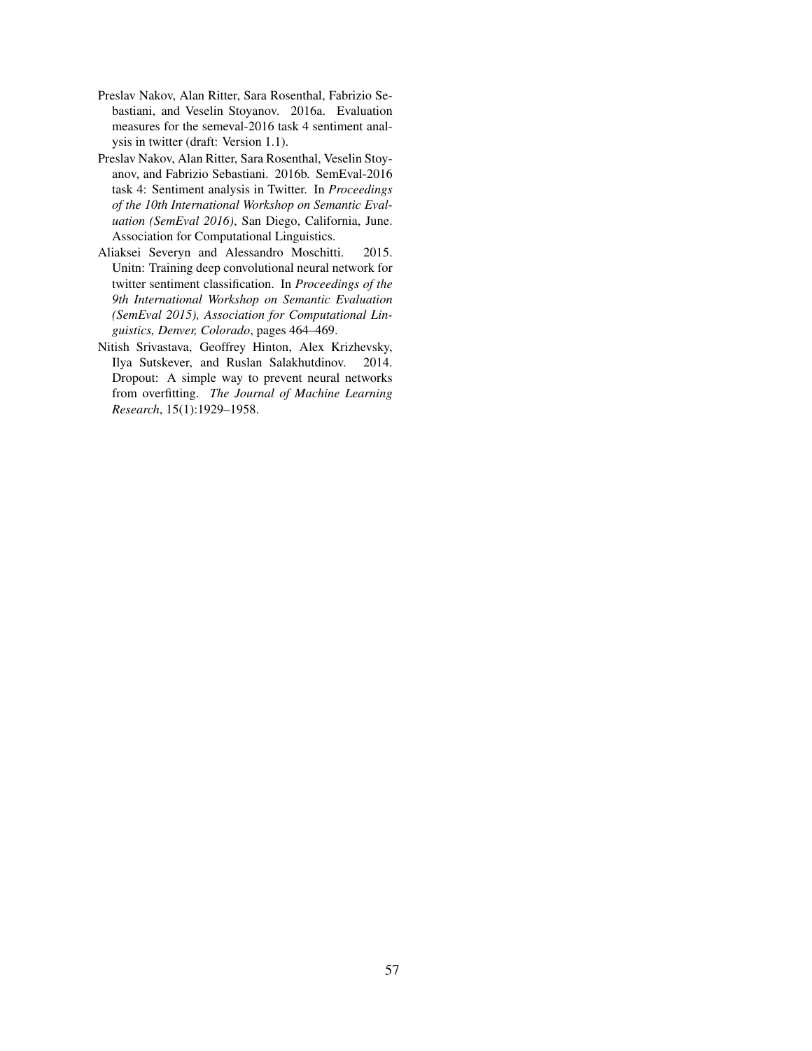Preslav Nakov, Alan Ritter, Sara Rosenthal, Fabrizio Sebastiani, and Veselin Stoyanov. 2016a. Evaluation measures for the semeval-2016 task 4 sentiment analysis in twitter (draft: Version 1.1).

Preslav Nakov, Alan Ritter, Sara Rosenthal, Veselin Stoyanov, and Fabrizio Sebastiani. 2016b. SemEval-2016 task 4: Sentiment analysis in Twitter. In *Proceedings of the 10th International Workshop on Semantic Evaluation (SemEval 2016)*, San Diego, California, June. Association for Computational Linguistics.

Aliaksei Severyn and Alessandro Moschitti. 2015. Unitn: Training deep convolutional neural network for twitter sentiment classification. In *Proceedings of the 9th International Workshop on Semantic Evaluation (SemEval 2015), Association for Computational Linguistics, Denver, Colorado*, pages 464–469.

Nitish Srivastava, Geoffrey Hinton, Alex Krizhevsky, Ilya Sutskever, and Ruslan Salakhutdinov. 2014. Dropout: A simple way to prevent neural networks from overfitting. *The Journal of Machine Learning Research*, 15(1):1929–1958.